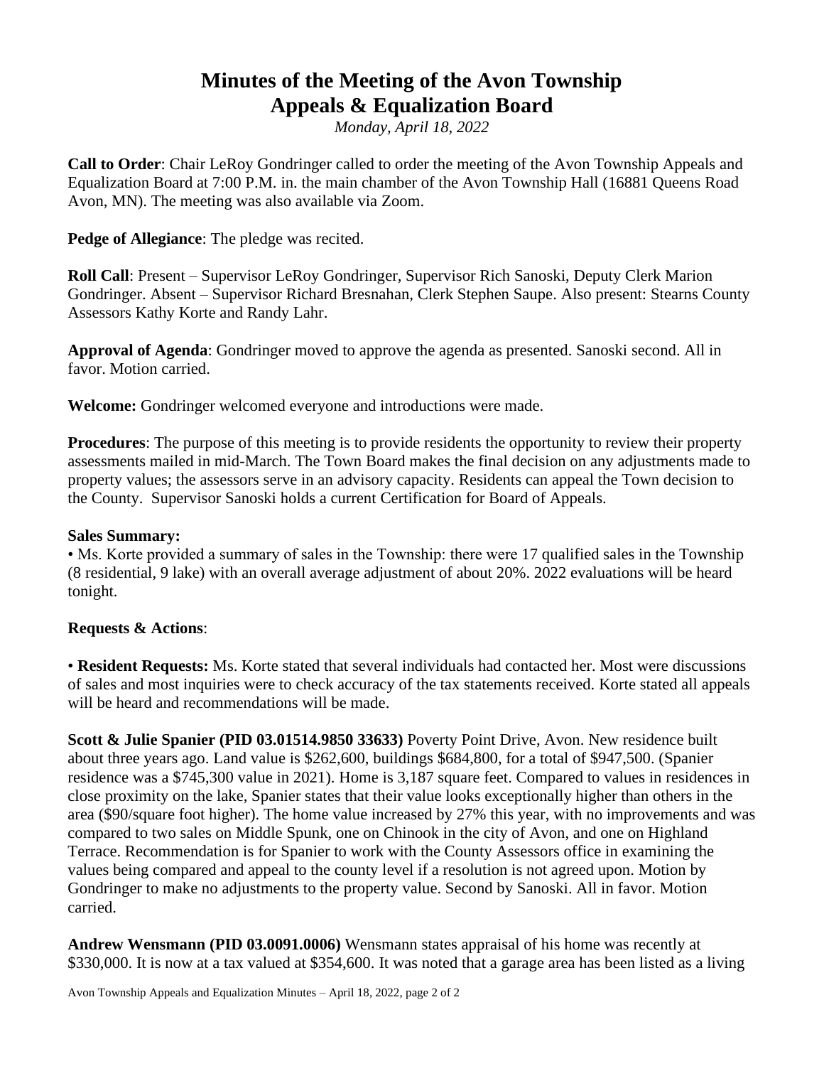# Minutes of the Meeting of the Avon Township Appeals & Equalization Board

*Monday, April 18, 2022*

**Call to Order**: Chair LeRoy Gondringer called to order the meeting of the Avon Township Appeals and Equalization Board at 7:00 P.M. in. the main chamber of the Avon Township Hall (16881 Queens Road Avon, MN). The meeting was also available via Zoom.

**Pedge of Allegiance**: The pledge was recited.

**Roll Call**: Present – Supervisor LeRoy Gondringer, Supervisor Rich Sanoski, Deputy Clerk Marion Gondringer. Absent – Supervisor Richard Bresnahan, Clerk Stephen Saupe. Also present: Stearns County Assessors Kathy Korte and Randy Lahr.

**Approval of Agenda**: Gondringer moved to approve the agenda as presented. Sanoski second. All in favor. Motion carried.

**Welcome:** Gondringer welcomed everyone and introductions were made.

**Procedures**: The purpose of this meeting is to provide residents the opportunity to review their property assessments mailed in mid-March. The Town Board makes the final decision on any adjustments made to property values; the assessors serve in an advisory capacity. Residents can appeal the Town decision to the County. Supervisor Sanoski holds a current Certification for Board of Appeals.

**Sales Summary:**

• Ms. Korte provided a summary of sales in the Township: there were 17 qualified sales in the Township (8 residential, 9 lake) with an overall average adjustment of about 20%. 2022 evaluations will be heard tonight.

**Requests & Actions**:

• **Resident Requests:** Ms. Korte stated that several individuals had contacted her. Most were discussions of sales and most inquiries were to check accuracy of the tax statements received. Korte stated all appeals will be heard and recommendations will be made.

**Scott & Julie Spanier (PID 03.01514.9850 33633)** Poverty Point Drive, Avon. New residence built about three years ago. Land value is $262,600, buildings $684,800, for a total of $947,500. (Spanier residence was a $745,300 value in 2021). Home is 3,187 square feet. Compared to values in residences in close proximity on the lake, Spanier states that their value looks exceptionally higher than others in the area ($90/square foot higher). The home value increased by 27% this year, with no improvements and was compared to two sales on Middle Spunk, one on Chinook in the city of Avon, and one on Highland Terrace. Recommendation is for Spanier to work with the County Assessors office in examining the values being compared and appeal to the county level if a resolution is not agreed upon. Motion by Gondringer to make no adjustments to the property value. Second by Sanoski. All in favor. Motion carried.

**Andrew Wensmann (PID 03.0091.0006)** Wensmann states appraisal of his home was recently at $330,000. It is now at a tax valued at $354,600. It was noted that a garage area has been listed as a living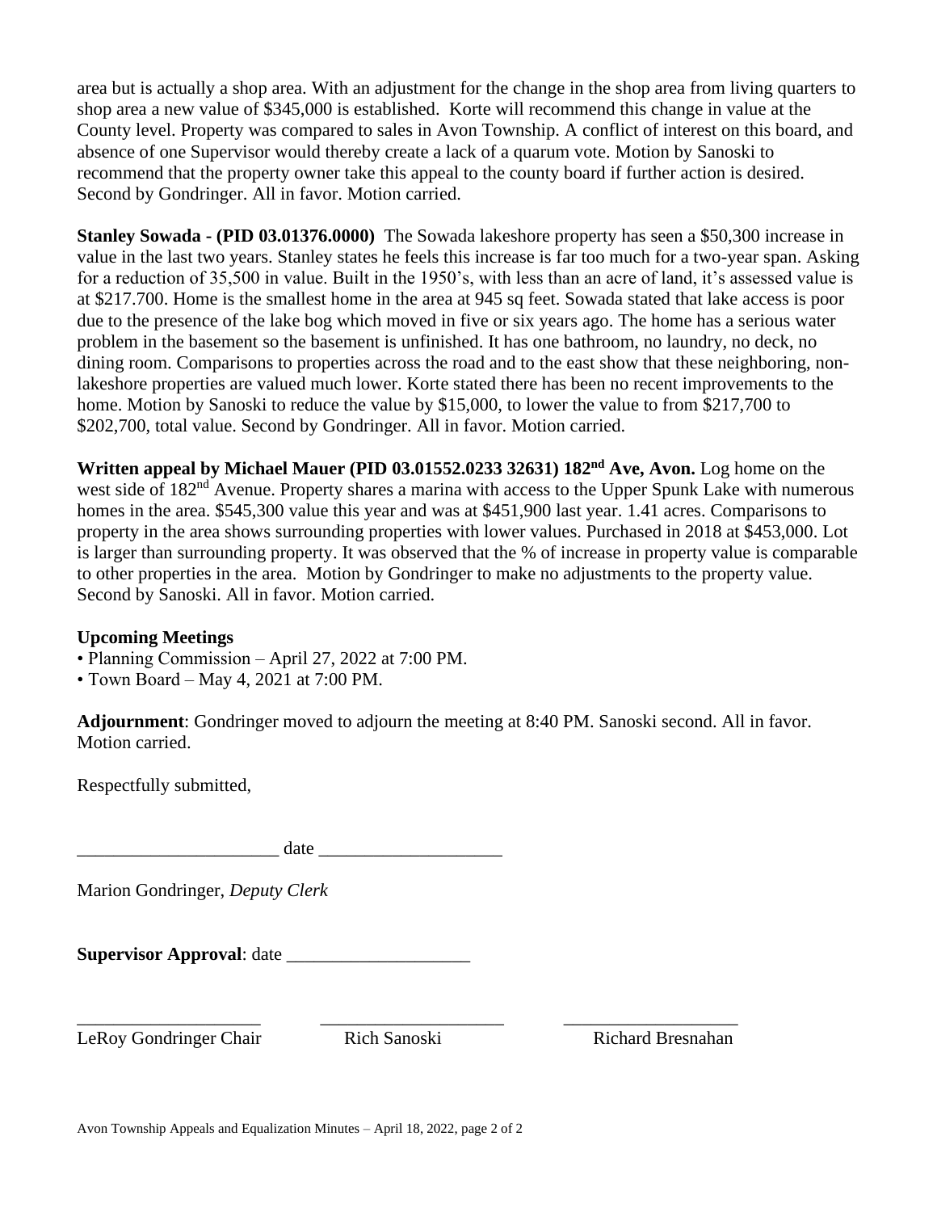area but is actually a shop area. With an adjustment for the change in the shop area from living quarters to shop area a new value of $345,000 is established. Korte will recommend this change in value at the County level. Property was compared to sales in Avon Township. A conflict of interest on this board, and absence of one Supervisor would thereby create a lack of a quarum vote. Motion by Sanoski to recommend that the property owner take this appeal to the county board if further action is desired. Second by Gondringer. All in favor. Motion carried.

**Stanley Sowada - (PID 03.01376.0000)** The Sowada lakeshore property has seen a $50,300 increase in value in the last two years. Stanley states he feels this increase is far too much for a two-year span. Asking for a reduction of 35,500 in value. Built in the 1950's, with less than an acre of land, it's assessed value is at $217.700. Home is the smallest home in the area at 945 sq feet. Sowada stated that lake access is poor due to the presence of the lake bog which moved in five or six years ago. The home has a serious water problem in the basement so the basement is unfinished. It has one bathroom, no laundry, no deck, no dining room. Comparisons to properties across the road and to the east show that these neighboring, non-lakeshore properties are valued much lower. Korte stated there has been no recent improvements to the home. Motion by Sanoski to reduce the value by $15,000, to lower the value to from $217,700 to $202,700, total value. Second by Gondringer. All in favor. Motion carried.

**Written appeal by Michael Mauer (PID 03.01552.0233 32631) 182nd Ave, Avon.** Log home on the west side of 182nd Avenue. Property shares a marina with access to the Upper Spunk Lake with numerous homes in the area. $545,300 value this year and was at $451,900 last year. 1.41 acres. Comparisons to property in the area shows surrounding properties with lower values. Purchased in 2018 at $453,000. Lot is larger than surrounding property. It was observed that the % of increase in property value is comparable to other properties in the area. Motion by Gondringer to make no adjustments to the property value. Second by Sanoski. All in favor. Motion carried.

**Upcoming Meetings**

- Planning Commission – April 27, 2022 at 7:00 PM.
- Town Board – May 4, 2021 at 7:00 PM.

**Adjournment**: Gondringer moved to adjourn the meeting at 8:40 PM. Sanoski second. All in favor. Motion carried.

Respectfully submitted,

_____________________ date ___________________

Marion Gondringer, *Deputy Clerk*

**Supervisor Approval**: date ___________________

____________________ ____________________ ____________________

LeRoy Gondringer Chair Rich Sanoski Richard Bresnahan